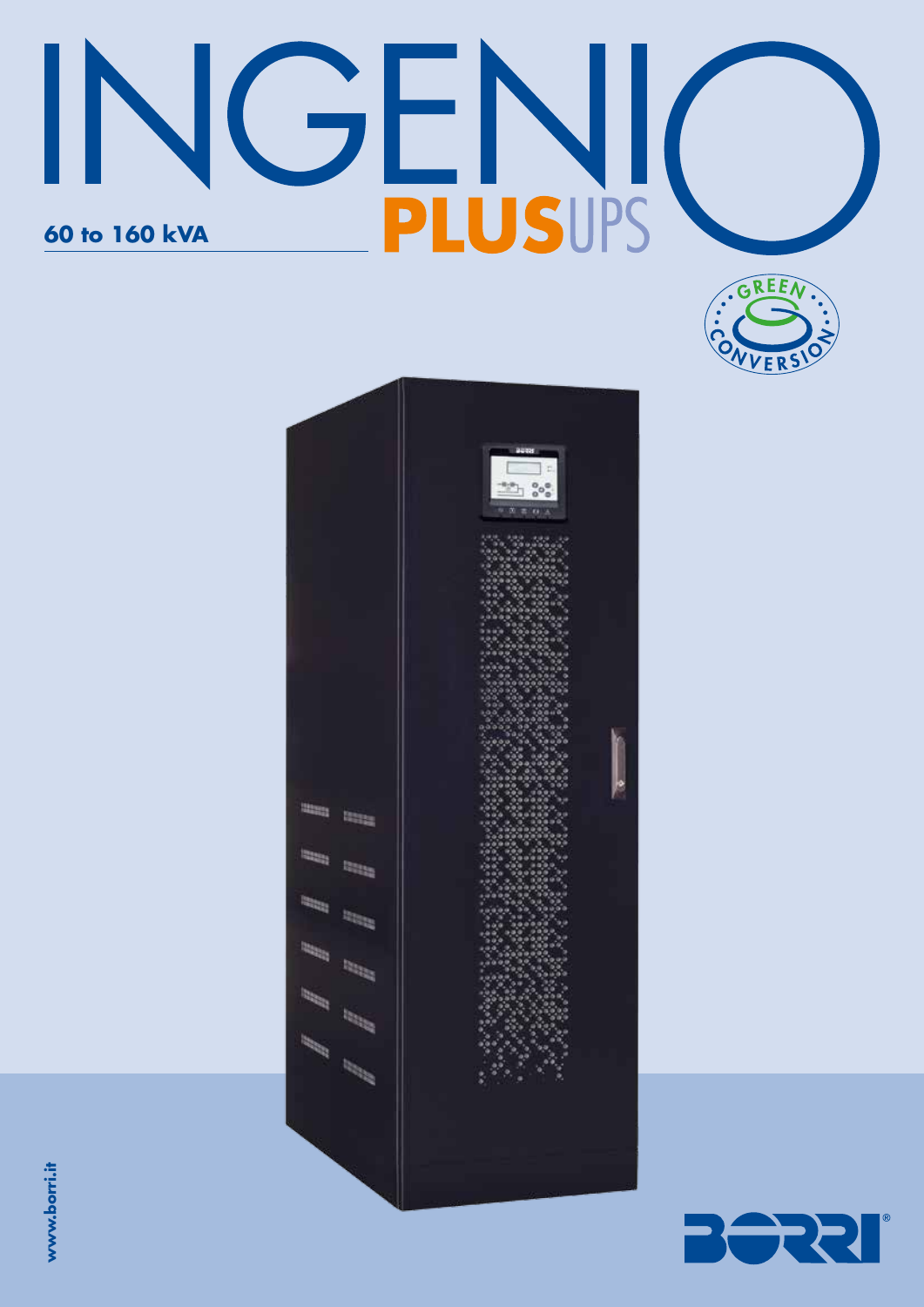# INGENIO PLUS UPS

**60 to 160 kVA**

GREEN CONVERSION

www.borri.it

BORRI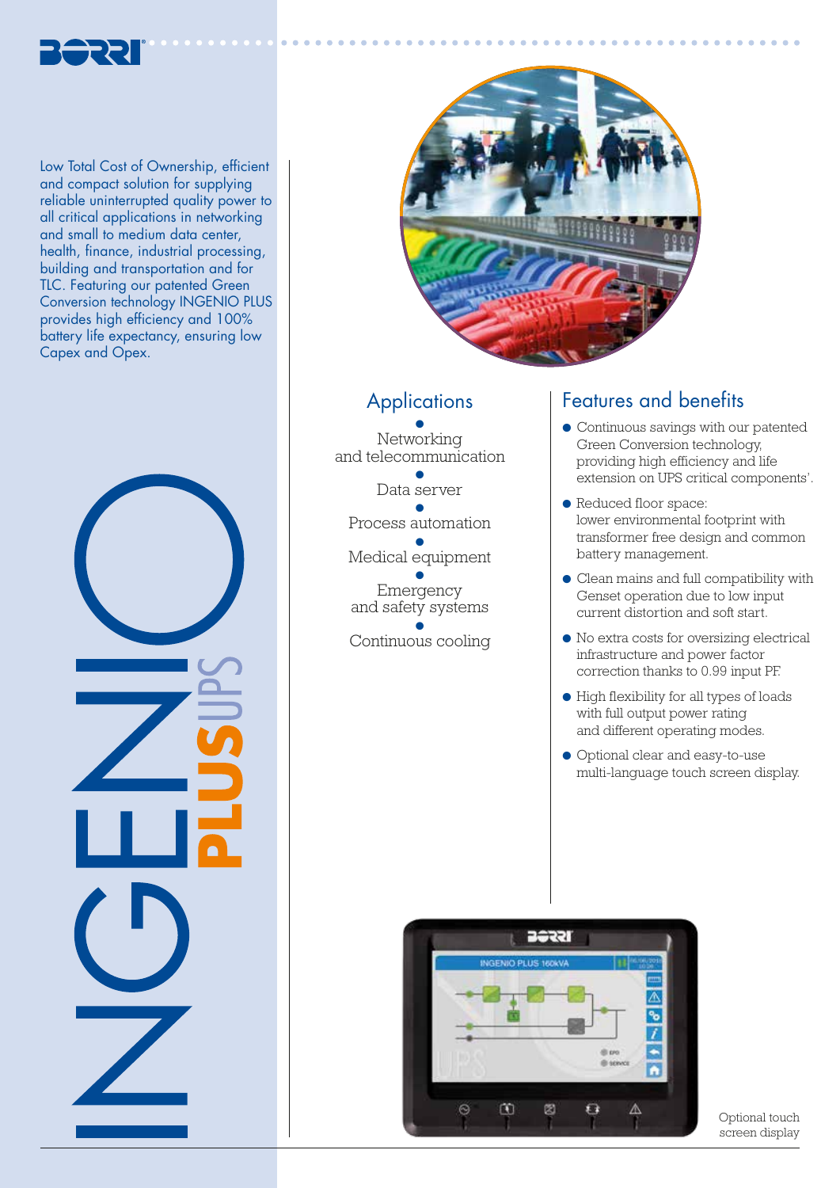Low Total Cost of Ownership, efficient and compact solution for supplying reliable uninterrupted quality power to all critical applications in networking and small to medium data center, health, finance, industrial processing, building and transportation and for TLC. Featuring our patented Green Conversion technology INGENIO PLUS provides high efficiency and 100% battery life expectancy, ensuring low Capex and Opex.

INGENIO PLUS UPS

## Applications

- Networking and telecommunication
- Data server
- Process automation
- Medical equipment
- Emergency and safety systems
- Continuous cooling

## Features and benefits

- Continuous savings with our patented Green Conversion technology, providing high efficiency and life extension on UPS critical components'.
- Reduced floor space: lower environmental footprint with transformer free design and common battery management.
- Clean mains and full compatibility with Genset operation due to low input current distortion and soft start.
- No extra costs for oversizing electrical infrastructure and power factor correction thanks to 0.99 input PF.
- High flexibility for all types of loads with full output power rating and different operating modes.
- Optional clear and easy-to-use multi-language touch screen display.

Optional touch screen display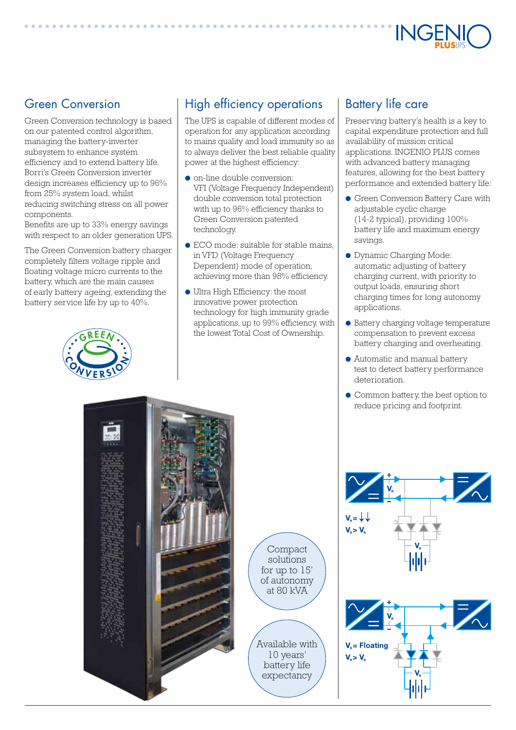## Green Conversion

Green Conversion technology is based on our patented control algorithm, managing the battery-inverter subsystem to enhance system efficiency and to extend battery life. Borri's Green Conversion inverter design increases efficiency up to 96% from 25% system load, whilst reducing switching stress on all power components.
Benefits are up to 33% energy savings with respect to an older generation UPS.

The Green Conversion battery charger completely filters voltage ripple and floating voltage micro currents to the battery, which are the main causes of early battery ageing, extending the battery service life by up to 40%.

## High efficiency operations

The UPS is capable of different modes of operation for any application according to mains quality and load immunity so as to always deliver the best reliable quality power at the highest efficiency:

- on-line double conversion: VFI (Voltage Frequency Independent) double conversion total protection with up to 96% efficiency thanks to Green Conversion patented technology.
- ECO mode: suitable for stable mains, in VFD (Voltage Frequency Dependent) mode of operation, achieving more than 98% efficiency.
- Ultra High Efficiency: the most innovative power protection technology for high immunity grade applications, up to 99% efficiency, with the lowest Total Cost of Ownership.

## Battery life care

Preserving battery's health is a key to capital expenditure protection and full availability of mission critical applications. INGENIO PLUS comes with advanced battery managing features, allowing for the best battery performance and extended battery life:

- Green Conversion Battery Care with adjustable cyclic charge (14-2 typical), providing 100% battery life and maximum energy savings.
- Dynamic Charging Mode: automatic adjusting of battery charging current, with priority to output loads, ensuring short charging times for long autonomy applications.
- Battery charging voltage temperature compensation to prevent excess battery charging and overheating.
- Automatic and manual battery test to detect battery performance deterioration.
- Common battery, the best option to reduce pricing and footprint.

Compact solutions for up to 15' of autonomy at 80 kVA

Available with 10 years' battery life expectancy

$V_R = \downarrow\downarrow$

$V_B > V_R$

$V_R$ = Floating

$V_R > V_B$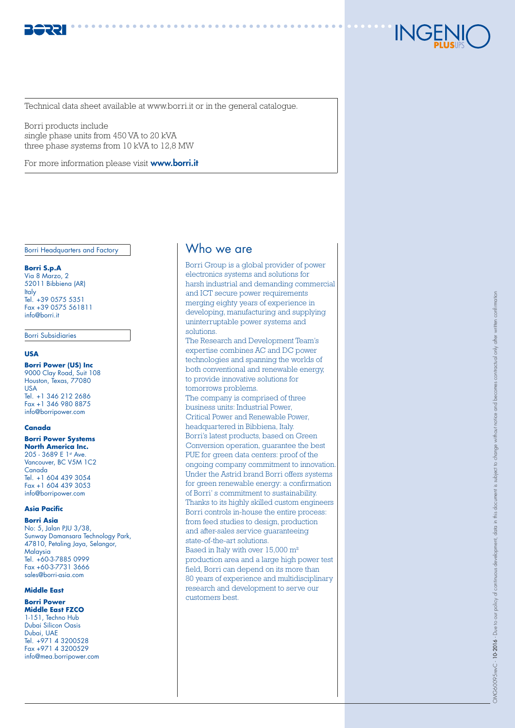Technical data sheet available at www.borri.it or in the general catalogue.

Borri products include
single phase units from 450 VA to 20 kVA
three phase systems from 10 kVA to 12,8 MW

For more information please visit **www.borri.it**

Borri Headquarters and Factory

**Borri S.p.A**
Via 8 Marzo, 2
52011 Bibbiena (AR)
Italy
Tel. +39 0575 5351
Fax +39 0575 561811
info@borri.it

Borri Subsidiaries

**USA**

**Borri Power (US) Inc**
9000 Clay Road, Suit 108
Houston, Texas, 77080
USA
Tel. +1 346 212 2686
Fax +1 346 980 8875
info@borripower.com

**Canada**

**Borri Power Systems North America Inc.**
205 - 3689 E 1st Ave.
Vancouver, BC V5M 1C2
Canada
Tel. +1 604 439 3054
Fax +1 604 439 3053
info@borripower.com

**Asia Pacific**

**Borri Asia**
No: 5, Jalan PJU 3/38,
Sunway Damansara Technology Park,
47810, Petaling Jaya, Selangor,
Malaysia
Tel. +60-3-7885 0999
Fax +60-3-7731 3666
sales@borri-asia.com

**Middle East**

**Borri Power Middle East FZCO**
1-151, Techno Hub
Dubai Silicon Oasis
Dubai, UAE
Tel. +971 4 3200528
Fax +971 4 3200529
info@mea.borripower.com

## Who we are

Borri Group is a global provider of power electronics systems and solutions for harsh industrial and demanding commercial and ICT secure power requirements merging eighty years of experience in developing, manufacturing and supplying uninterruptable power systems and solutions.
The Research and Development Team's expertise combines AC and DC power technologies and spanning the worlds of both conventional and renewable energy, to provide innovative solutions for tomorrows problems.
The company is comprised of three business units: Industrial Power, Critical Power and Renewable Power, headquartered in Bibbiena, Italy.
Borri's latest products, based on Green Conversion operation, guarantee the best PUE for green data centers: proof of the ongoing company commitment to innovation.
Under the Astrid brand Borri offers systems for green renewable energy: a confirmation of Borri' s commitment to sustainability.
Thanks to its highly skilled custom engineers Borri controls in-house the entire process: from feed studies to design, production and after-sales service guaranteeing state-of-the-art solutions.
Based in Italy with over 15,000 m² production area and a large high power test field, Borri can depend on its more than 80 years of experience and multidisciplinary research and development to serve our customers best.

OMG60095revC - 10-2016 - Due to our policy of continuous development, data in this document is subject to change without notice and becomes contractual only after written confirmation